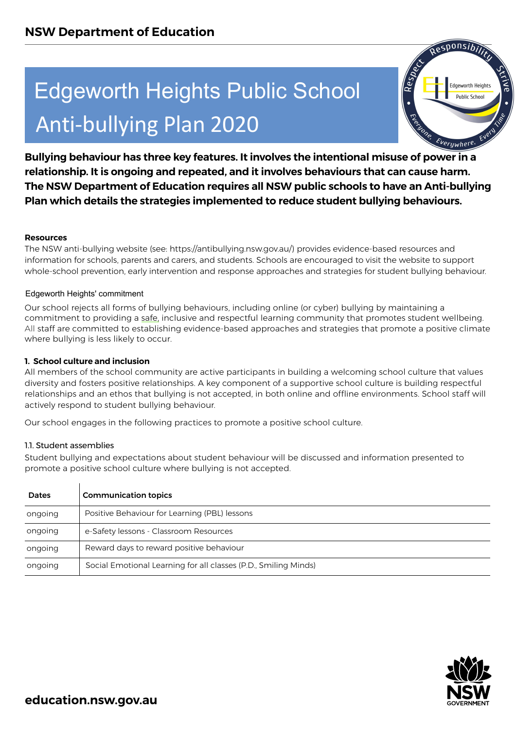**NSW Department of Education**

# Edgeworth Heights Public School Anti-bullying Plan 2020

**Bullying behaviour has three key features. It involves the intentional misuse of power in a relationship. It is ongoing and repeated, and it involves behaviours that can cause harm. The NSW Department of Education requires all NSW public schools to have an Anti-bullying Plan which details the strategies implemented to reduce student bullying behaviours.**

**Resources**

The NSW anti-bullying website (see: https://antibullying.nsw.gov.au/) provides evidence-based resources and information for schools, parents and carers, and students. Schools are encouraged to visit the website to support whole-school prevention, early intervention and response approaches and strategies for student bullying behaviour.

Edgeworth Heights' commitment

Our school rejects all forms of bullying behaviours, including online (or cyber) bullying by maintaining a commitment to providing a safe, inclusive and respectful learning community that promotes student wellbeing. All staff are committed to establishing evidence-based approaches and strategies that promote a positive climate where bullying is less likely to occur.

**1. School culture and inclusion**

All members of the school community are active participants in building a welcoming school culture that values diversity and fosters positive relationships. A key component of a supportive school culture is building respectful relationships and an ethos that bullying is not accepted, in both online and offline environments. School staff will actively respond to student bullying behaviour.

Our school engages in the following practices to promote a positive school culture.

1.1. Student assemblies

Student bullying and expectations about student behaviour will be discussed and information presented to promote a positive school culture where bullying is not accepted.

| Dates | Communication topics |
|---|---|
| ongoing | Positive Behaviour for Learning (PBL) lessons |
| ongoing | e-Safety lessons - Classroom Resources |
| ongoing | Reward days to reward positive behaviour |
| ongoing | Social Emotional Learning for all classes (P.D., Smiling Minds) |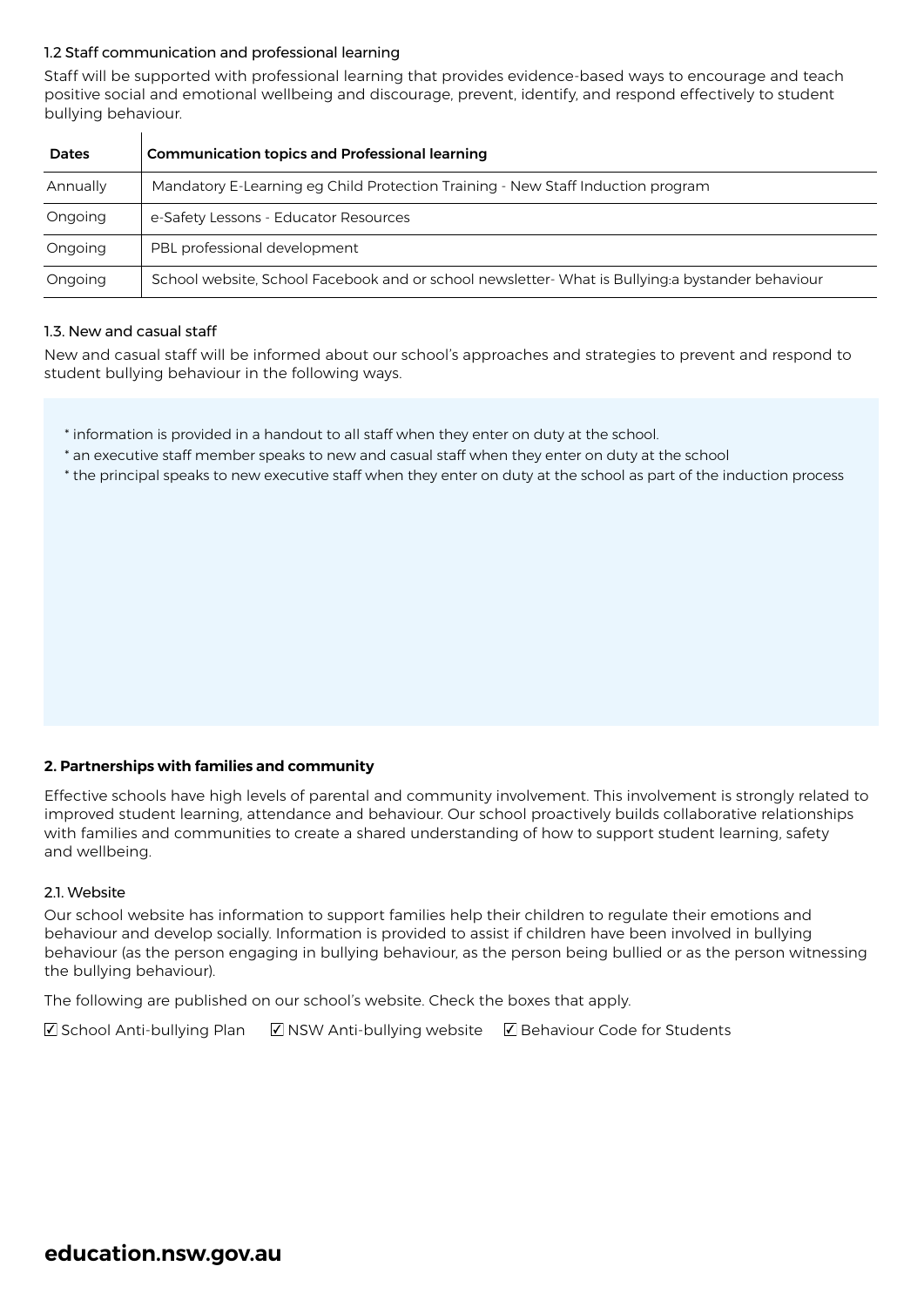### 1.2 Staff communication and professional learning

Staff will be supported with professional learning that provides evidence-based ways to encourage and teach positive social and emotional wellbeing and discourage, prevent, identify, and respond effectively to student bullying behaviour.

| Dates | Communication topics and Professional learning |
|---|---|
| Annually | Mandatory E-Learning eg Child Protection Training - New Staff Induction program |
| Ongoing | e-Safety Lessons - Educator Resources |
| Ongoing | PBL professional development |
| Ongoing | School website, School Facebook and or school newsletter- What is Bullying:a bystander behaviour |

### 1.3. New and casual staff

New and casual staff will be informed about our school's approaches and strategies to prevent and respond to student bullying behaviour in the following ways.

* information is provided in a handout to all staff when they enter on duty at the school.
* an executive staff member speaks to new and casual staff when they enter on duty at the school
* the principal speaks to new executive staff when they enter on duty at the school as part of the induction process

## 2. Partnerships with families and community

Effective schools have high levels of parental and community involvement. This involvement is strongly related to improved student learning, attendance and behaviour. Our school proactively builds collaborative relationships with families and communities to create a shared understanding of how to support student learning, safety and wellbeing.

### 2.1. Website

Our school website has information to support families help their children to regulate their emotions and behaviour and develop socially. Information is provided to assist if children have been involved in bullying behaviour (as the person engaging in bullying behaviour, as the person being bullied or as the person witnessing the bullying behaviour).

The following are published on our school's website. Check the boxes that apply.

☑ School Anti-bullying Plan ☑ NSW Anti-bullying website ☑ Behaviour Code for Students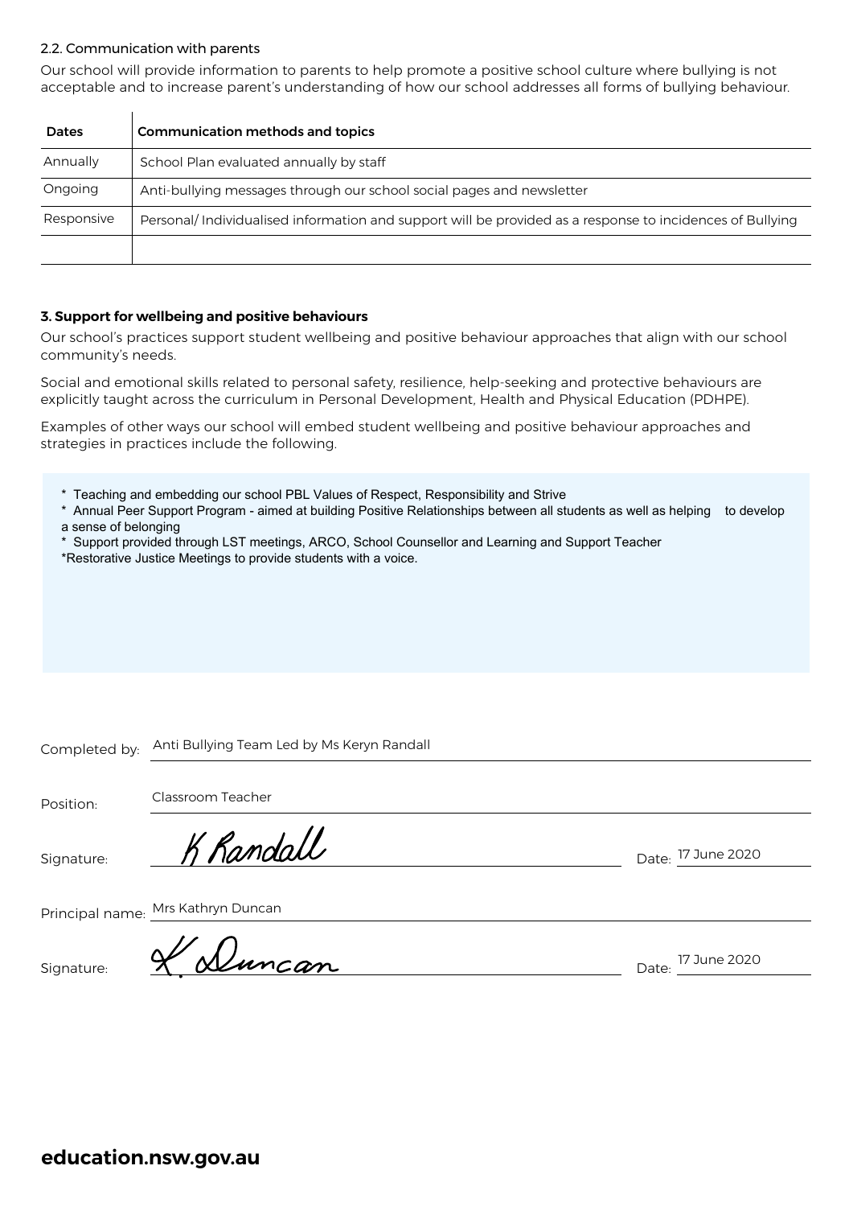### 2.2. Communication with parents

Our school will provide information to parents to help promote a positive school culture where bullying is not acceptable and to increase parent's understanding of how our school addresses all forms of bullying behaviour.

| Dates | Communication methods and topics |
|---|---|
| Annually | School Plan evaluated annually by staff |
| Ongoing | Anti-bullying messages through our school social pages and newsletter |
| Responsive | Personal/ Individualised information and support will be provided as a response to incidences of Bullying |
| | |

### 3. Support for wellbeing and positive behaviours

Our school's practices support student wellbeing and positive behaviour approaches that align with our school community's needs.

Social and emotional skills related to personal safety, resilience, help-seeking and protective behaviours are explicitly taught across the curriculum in Personal Development, Health and Physical Education (PDHPE).

Examples of other ways our school will embed student wellbeing and positive behaviour approaches and strategies in practices include the following.

* Teaching and embedding our school PBL Values of Respect, Responsibility and Strive
* Annual Peer Support Program - aimed at building Positive Relationships between all students as well as helping to develop a sense of belonging
* Support provided through LST meetings, ARCO, School Counsellor and Learning and Support Teacher
*Restorative Justice Meetings to provide students with a voice.

Completed by: Anti Bullying Team Led by Ms Keryn Randall

Position: Classroom Teacher

Signature: K Randall Date: 17 June 2020

Principal name: Mrs Kathryn Duncan

Signature: K. Duncan Date: 17 June 2020

**education.nsw.gov.au**